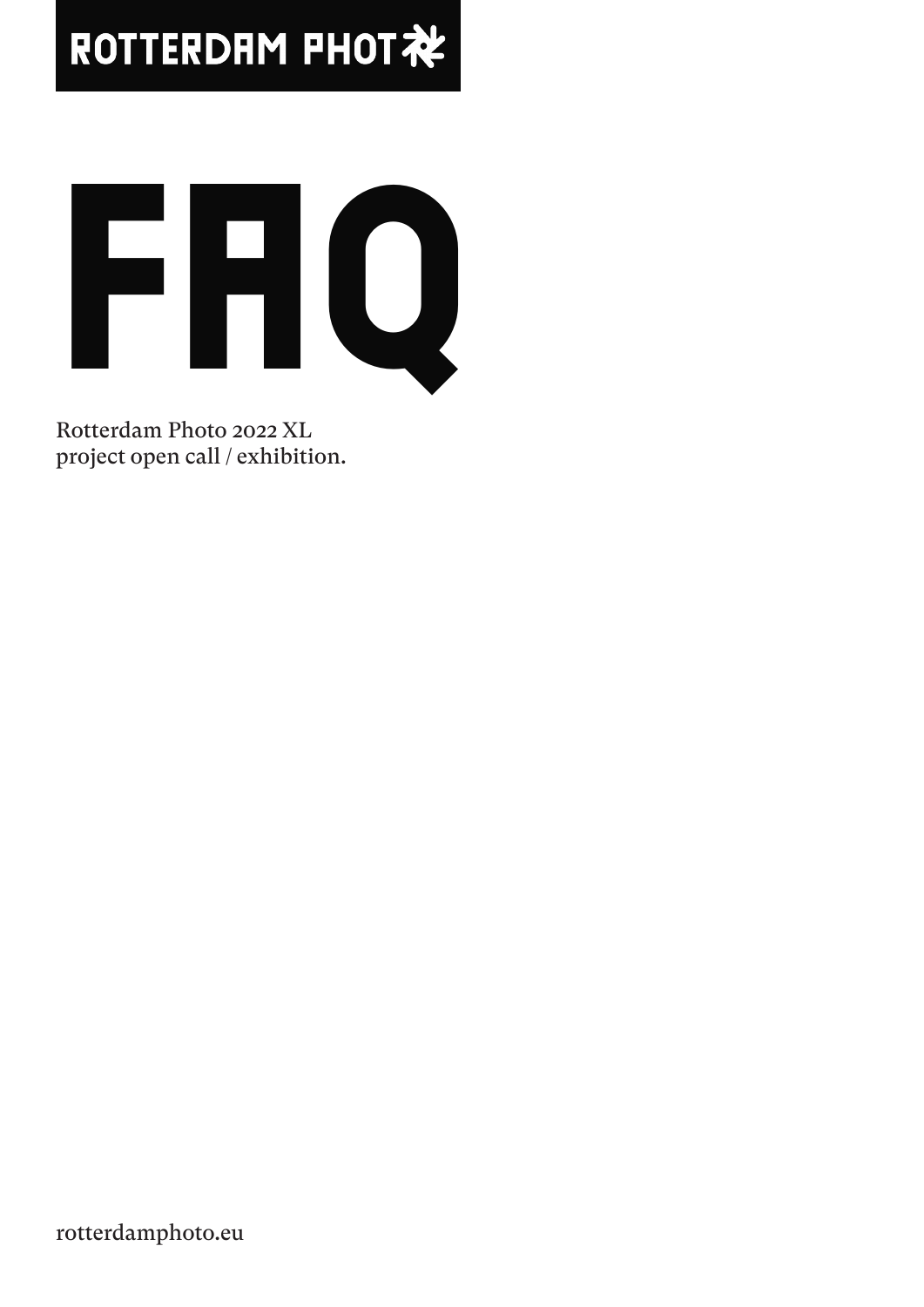ROTTERDAM PHOTO

# FAQ

Rotterdam Photo 2022 XL
project open call / exhibition.

rotterdamphoto.eu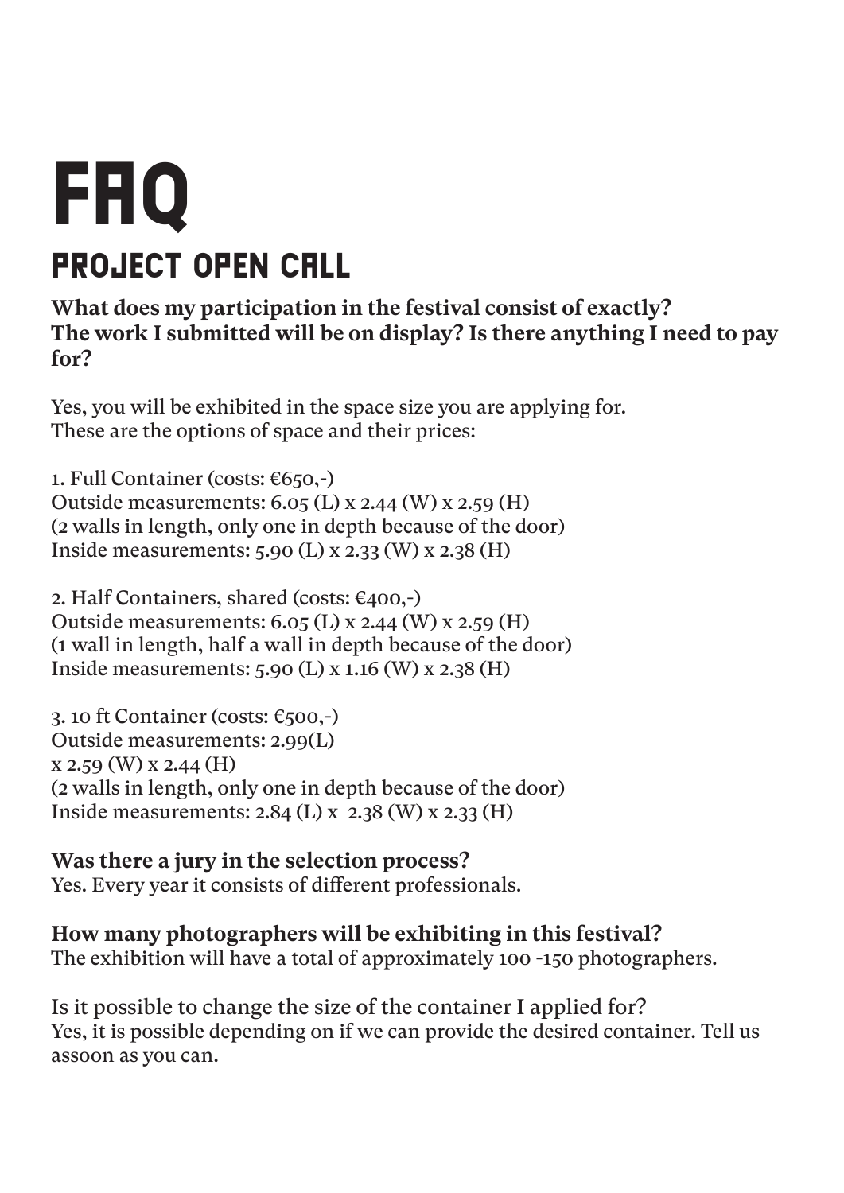# FAQ

## PROJECT OPEN CALL

**What does my participation in the festival consist of exactly?**
**The work I submitted will be on display? Is there anything I need to pay for?**

Yes, you will be exhibited in the space size you are applying for.
These are the options of space and their prices:

1. Full Container (costs: €650,-)
Outside measurements: 6.05 (L) x 2.44 (W) x 2.59 (H)
(2 walls in length, only one in depth because of the door)
Inside measurements: 5.90 (L) x 2.33 (W) x 2.38 (H)

2. Half Containers, shared (costs: €400,-)
Outside measurements: 6.05 (L) x 2.44 (W) x 2.59 (H)
(1 wall in length, half a wall in depth because of the door)
Inside measurements: 5.90 (L) x 1.16 (W) x 2.38 (H)

3. 10 ft Container (costs: €500,-)
Outside measurements: 2.99(L)
x 2.59 (W) x 2.44 (H)
(2 walls in length, only one in depth because of the door)
Inside measurements: 2.84 (L) x 2.38 (W) x 2.33 (H)

**Was there a jury in the selection process?**
Yes. Every year it consists of different professionals.

**How many photographers will be exhibiting in this festival?**
The exhibition will have a total of approximately 100 -150 photographers.

Is it possible to change the size of the container I applied for?
Yes, it is possible depending on if we can provide the desired container. Tell us assoon as you can.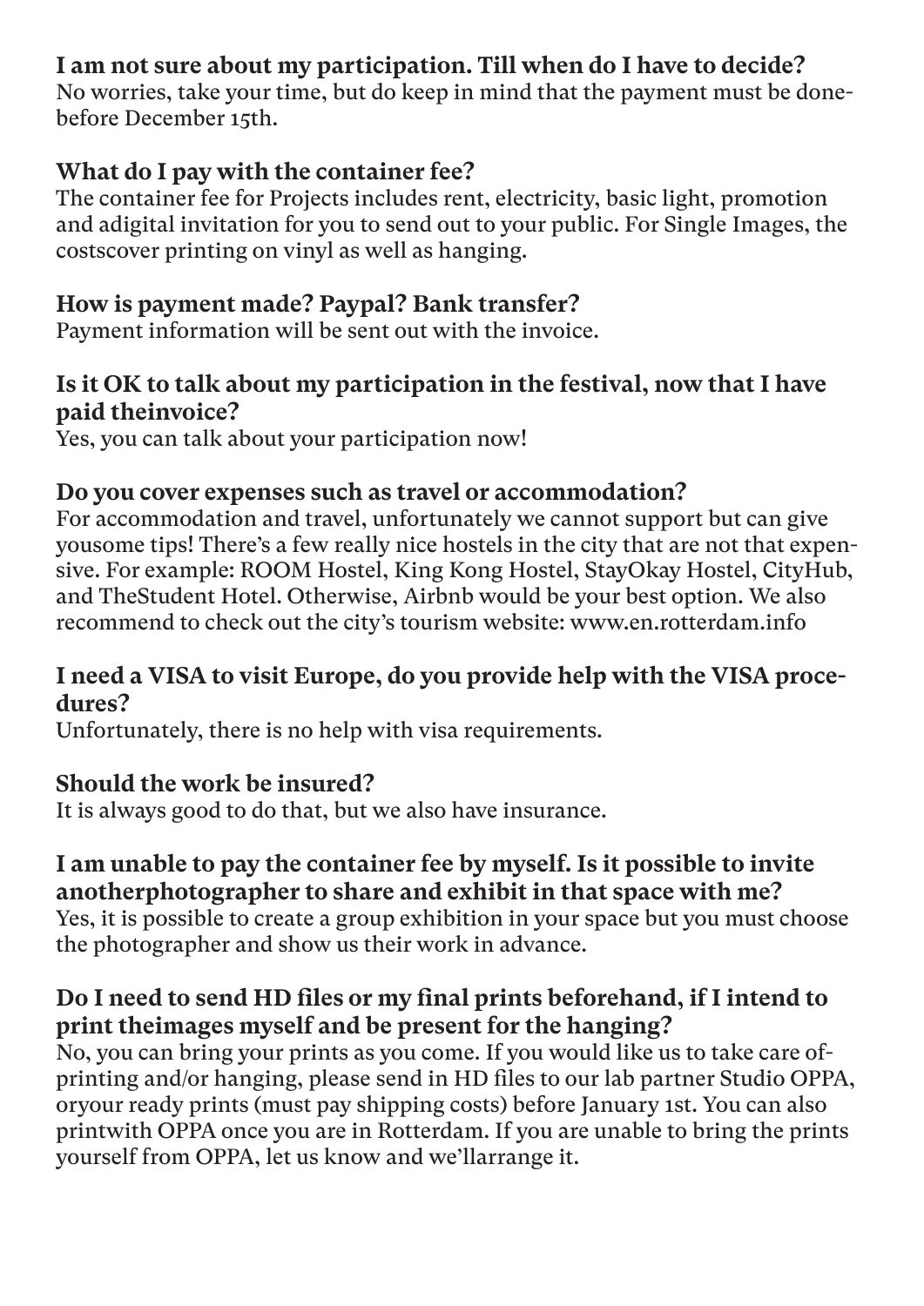**I am not sure about my participation. Till when do I have to decide?**
No worries, take your time, but do keep in mind that the payment must be done-before December 15th.

**What do I pay with the container fee?**
The container fee for Projects includes rent, electricity, basic light, promotion and adigital invitation for you to send out to your public. For Single Images, the costscover printing on vinyl as well as hanging.

**How is payment made? Paypal? Bank transfer?**
Payment information will be sent out with the invoice.

**Is it OK to talk about my participation in the festival, now that I have paid theinvoice?**
Yes, you can talk about your participation now!

**Do you cover expenses such as travel or accommodation?**
For accommodation and travel, unfortunately we cannot support but can give yousome tips! There's a few really nice hostels in the city that are not that expensive. For example: ROOM Hostel, King Kong Hostel, StayOkay Hostel, CityHub, and TheStudent Hotel. Otherwise, Airbnb would be your best option. We also recommend to check out the city's tourism website: www.en.rotterdam.info

**I need a VISA to visit Europe, do you provide help with the VISA procedures?**
Unfortunately, there is no help with visa requirements.

**Should the work be insured?**
It is always good to do that, but we also have insurance.

**I am unable to pay the container fee by myself. Is it possible to invite anotherphotographer to share and exhibit in that space with me?**
Yes, it is possible to create a group exhibition in your space but you must choose the photographer and show us their work in advance.

**Do I need to send HD files or my final prints beforehand, if I intend to print theimages myself and be present for the hanging?**
No, you can bring your prints as you come. If you would like us to take care of-printing and/or hanging, please send in HD files to our lab partner Studio OPPA, oryour ready prints (must pay shipping costs) before January 1st. You can also printwith OPPA once you are in Rotterdam. If you are unable to bring the prints yourself from OPPA, let us know and we'llarrange it.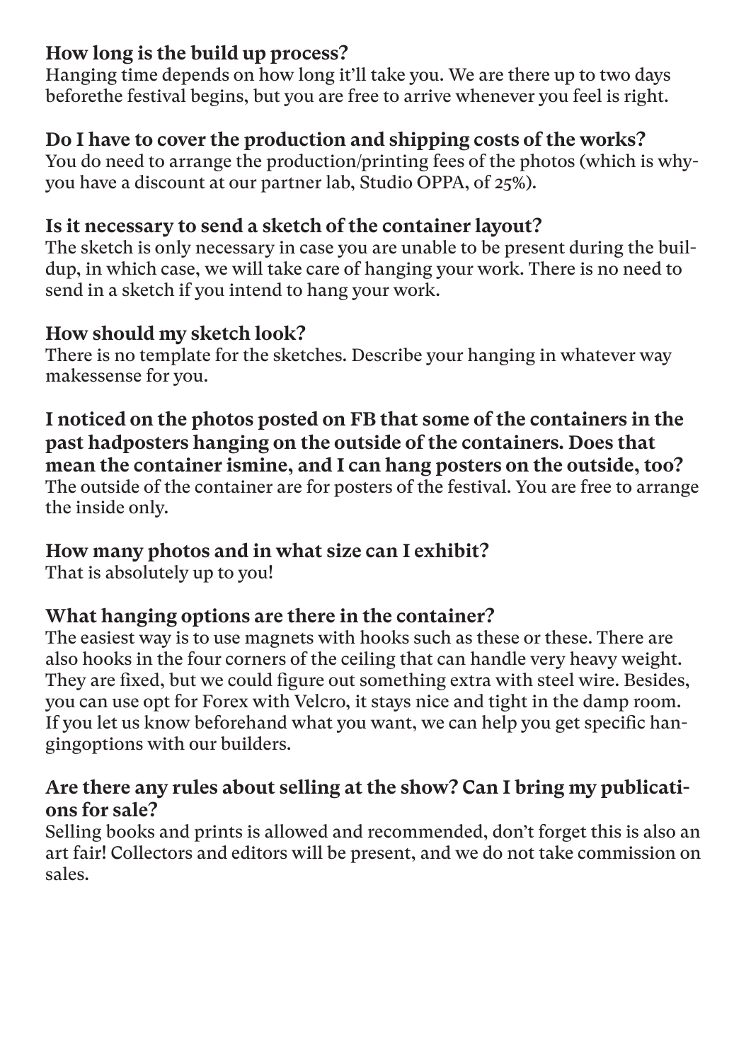**How long is the build up process?**
Hanging time depends on how long it'll take you. We are there up to two days beforethe festival begins, but you are free to arrive whenever you feel is right.

**Do I have to cover the production and shipping costs of the works?**
You do need to arrange the production/printing fees of the photos (which is why-you have a discount at our partner lab, Studio OPPA, of 25%).

**Is it necessary to send a sketch of the container layout?**
The sketch is only necessary in case you are unable to be present during the buildup, in which case, we will take care of hanging your work. There is no need to send in a sketch if you intend to hang your work.

**How should my sketch look?**
There is no template for the sketches. Describe your hanging in whatever way makessense for you.

**I noticed on the photos posted on FB that some of the containers in the past hadposters hanging on the outside of the containers. Does that mean the container ismine, and I can hang posters on the outside, too?**
The outside of the container are for posters of the festival. You are free to arrange the inside only.

**How many photos and in what size can I exhibit?**
That is absolutely up to you!

**What hanging options are there in the container?**
The easiest way is to use magnets with hooks such as these or these. There are also hooks in the four corners of the ceiling that can handle very heavy weight. They are fixed, but we could figure out something extra with steel wire. Besides, you can use opt for Forex with Velcro, it stays nice and tight in the damp room. If you let us know beforehand what you want, we can help you get specific hangingoptions with our builders.

**Are there any rules about selling at the show? Can I bring my publications for sale?**
Selling books and prints is allowed and recommended, don't forget this is also an art fair! Collectors and editors will be present, and we do not take commission on sales.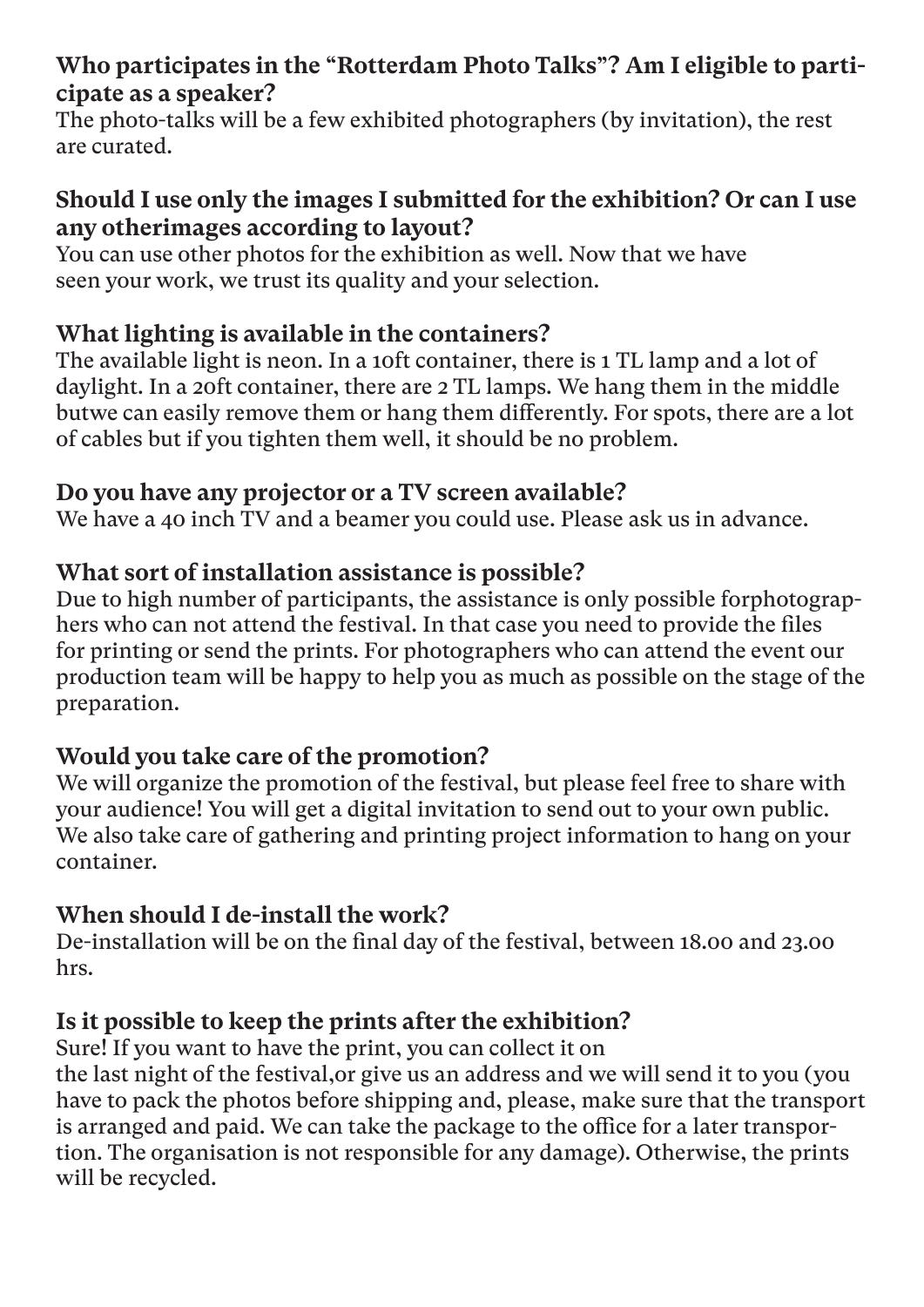**Who participates in the "Rotterdam Photo Talks"? Am I eligible to participate as a speaker?**

The photo-talks will be a few exhibited photographers (by invitation), the rest are curated.

**Should I use only the images I submitted for the exhibition? Or can I use any otherimages according to layout?**

You can use other photos for the exhibition as well. Now that we have seen your work, we trust its quality and your selection.

**What lighting is available in the containers?**

The available light is neon. In a 10ft container, there is 1 TL lamp and a lot of daylight. In a 20ft container, there are 2 TL lamps. We hang them in the middle butwe can easily remove them or hang them differently. For spots, there are a lot of cables but if you tighten them well, it should be no problem.

**Do you have any projector or a TV screen available?**

We have a 40 inch TV and a beamer you could use. Please ask us in advance.

**What sort of installation assistance is possible?**

Due to high number of participants, the assistance is only possible forphotographers who can not attend the festival. In that case you need to provide the files for printing or send the prints. For photographers who can attend the event our production team will be happy to help you as much as possible on the stage of the preparation.

**Would you take care of the promotion?**

We will organize the promotion of the festival, but please feel free to share with your audience! You will get a digital invitation to send out to your own public. We also take care of gathering and printing project information to hang on your container.

**When should I de-install the work?**

De-installation will be on the final day of the festival, between 18.00 and 23.00 hrs.

**Is it possible to keep the prints after the exhibition?**

Sure! If you want to have the print, you can collect it on the last night of the festival,or give us an address and we will send it to you (you have to pack the photos before shipping and, please, make sure that the transport is arranged and paid. We can take the package to the office for a later transportion. The organisation is not responsible for any damage). Otherwise, the prints will be recycled.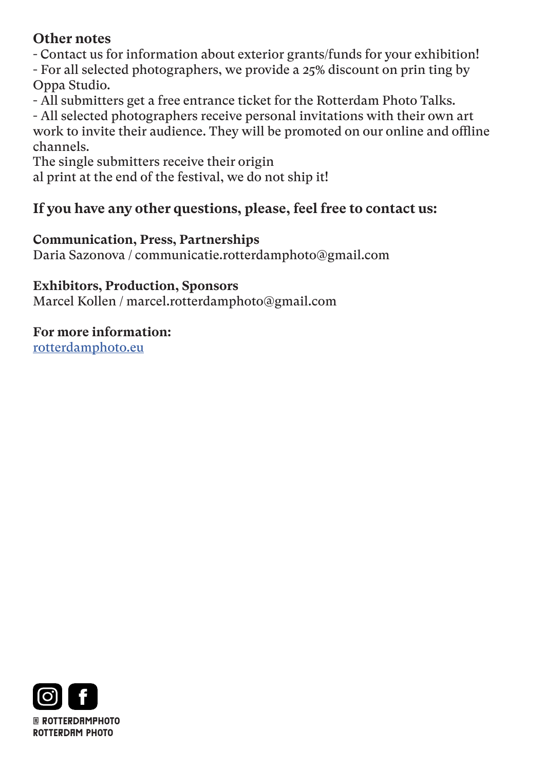### Other notes

- Contact us for information about exterior grants/funds for your exhibition!
- For all selected photographers, we provide a 25% discount on prin ting by Oppa Studio.
- All submitters get a free entrance ticket for the Rotterdam Photo Talks.
- All selected photographers receive personal invitations with their own art work to invite their audience. They will be promoted on our online and offline channels.

The single submitters receive their origin
al print at the end of the festival, we do not ship it!

### If you have any other questions, please, feel free to contact us:

**Communication, Press, Partnerships**
Daria Sazonova / communicatie.rotterdamphoto@gmail.com

**Exhibitors, Production, Sponsors**
Marcel Kollen / marcel.rotterdamphoto@gmail.com

**For more information:**
rotterdamphoto.eu

@ ROTTERDAMPHOTO
ROTTERDAM PHOTO